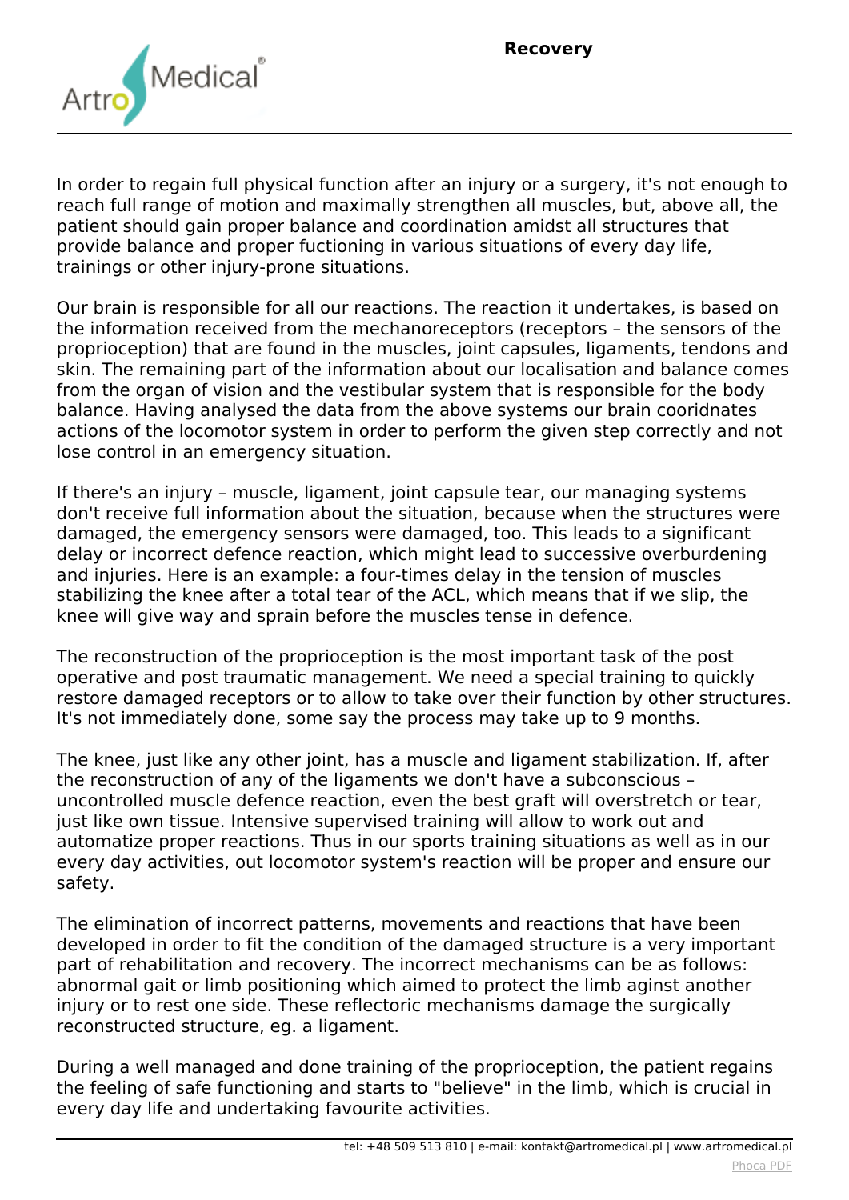# Recovery

In order to regain full physical function after an injury or a surgery, it's not enough to reach full range of motion and maximally strengthen all muscles, but, above all, the patient should gain proper balance and coordination amidst all structures that provide balance and proper fuctioning in various situations of every day life, trainings or other injury-prone situations.

Our brain is responsible for all our reactions. The reaction it undertakes, is based on the information received from the mechanoreceptors (receptors – the sensors of the proprioception) that are found in the muscles, joint capsules, ligaments, tendons and skin. The remaining part of the information about our localisation and balance comes from the organ of vision and the vestibular system that is responsible for the body balance. Having analysed the data from the above systems our brain cooridnates actions of the locomotor system in order to perform the given step correctly and not lose control in an emergency situation.

If there's an injury – muscle, ligament, joint capsule tear, our managing systems don't receive full information about the situation, because when the structures were damaged, the emergency sensors were damaged, too. This leads to a significant delay or incorrect defence reaction, which might lead to successive overburdening and injuries. Here is an example: a four-times delay in the tension of muscles stabilizing the knee after a total tear of the ACL, which means that if we slip, the knee will give way and sprain before the muscles tense in defence.

The reconstruction of the proprioception is the most important task of the post operative and post traumatic management. We need a special training to quickly restore damaged receptors or to allow to take over their function by other structures. It's not immediately done, some say the process may take up to 9 months.

The knee, just like any other joint, has a muscle and ligament stabilization. If, after the reconstruction of any of the ligaments we don't have a subconscious – uncontrolled muscle defence reaction, even the best graft will overstretch or tear, just like own tissue. Intensive supervised training will allow to work out and automatize proper reactions. Thus in our sports training situations as well as in our every day activities, out locomotor system's reaction will be proper and ensure our safety.

The elimination of incorrect patterns, movements and reactions that have been developed in order to fit the condition of the damaged structure is a very important part of rehabilitation and recovery. The incorrect mechanisms can be as follows: abnormal gait or limb positioning which aimed to protect the limb aginst another injury or to rest one side. These reflectoric mechanisms damage the surgically reconstructed structure, eg. a ligament.

During a well managed and done training of the proprioception, the patient regains the feeling of safe functioning and starts to "believe" in the limb, which is crucial in every day life and undertaking favourite activities.